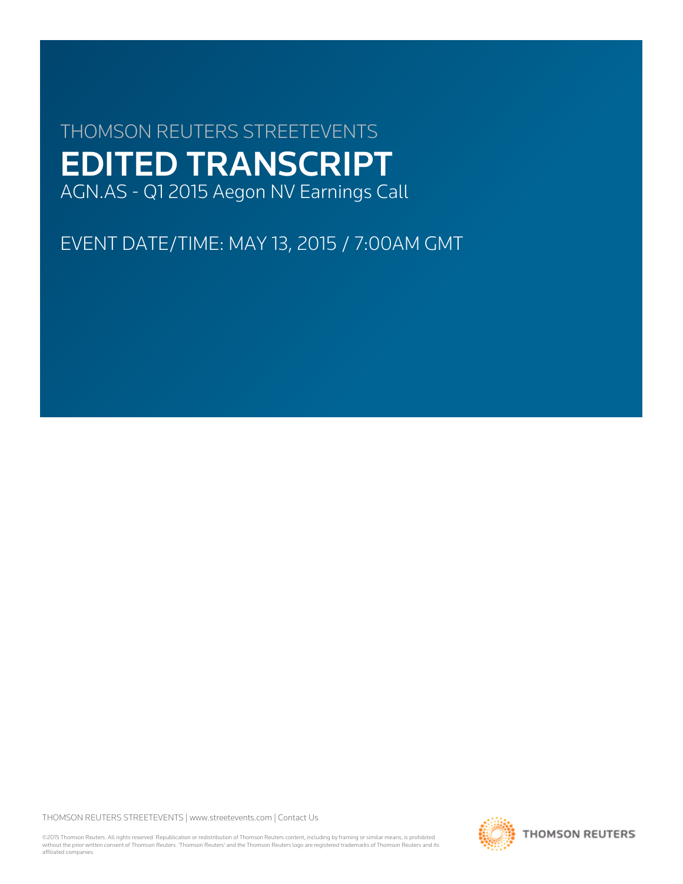THOMSON REUTERS STREETEVENTS

# EDITED TRANSCRIPT

AGN.AS - Q1 2015 Aegon NV Earnings Call

EVENT DATE/TIME: MAY 13, 2015 / 7:00AM GMT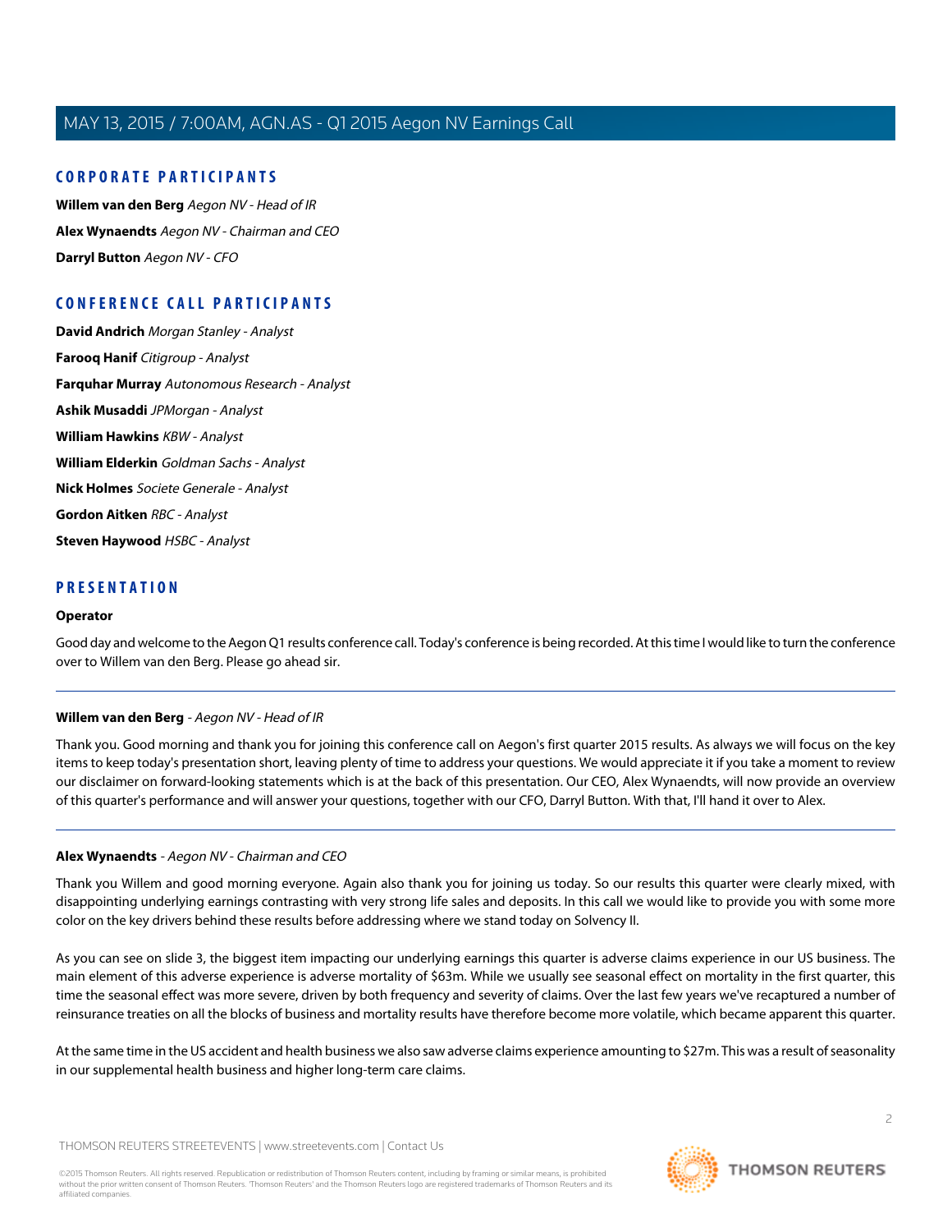## CORPORATE PARTICIPANTS

**Willem van den Berg** *Aegon NV - Head of IR*

**Alex Wynaendts** *Aegon NV - Chairman and CEO*

**Darryl Button** *Aegon NV - CFO*

## CONFERENCE CALL PARTICIPANTS

**David Andrich** *Morgan Stanley - Analyst*

**Farooq Hanif** *Citigroup - Analyst*

**Farquhar Murray** *Autonomous Research - Analyst*

**Ashik Musaddi** *JPMorgan - Analyst*

**William Hawkins** *KBW - Analyst*

**William Elderkin** *Goldman Sachs - Analyst*

**Nick Holmes** *Societe Generale - Analyst*

**Gordon Aitken** *RBC - Analyst*

**Steven Haywood** *HSBC - Analyst*

## PRESENTATION

**Operator**

Good day and welcome to the Aegon Q1 results conference call. Today's conference is being recorded. At this time I would like to turn the conference over to Willem van den Berg. Please go ahead sir.

---

**Willem van den Berg** *- Aegon NV - Head of IR*

Thank you. Good morning and thank you for joining this conference call on Aegon's first quarter 2015 results. As always we will focus on the key items to keep today's presentation short, leaving plenty of time to address your questions. We would appreciate it if you take a moment to review our disclaimer on forward-looking statements which is at the back of this presentation. Our CEO, Alex Wynaendts, will now provide an overview of this quarter's performance and will answer your questions, together with our CFO, Darryl Button. With that, I'll hand it over to Alex.

---

**Alex Wynaendts** *- Aegon NV - Chairman and CEO*

Thank you Willem and good morning everyone. Again also thank you for joining us today. So our results this quarter were clearly mixed, with disappointing underlying earnings contrasting with very strong life sales and deposits. In this call we would like to provide you with some more color on the key drivers behind these results before addressing where we stand today on Solvency II.

As you can see on slide 3, the biggest item impacting our underlying earnings this quarter is adverse claims experience in our US business. The main element of this adverse experience is adverse mortality of $63m. While we usually see seasonal effect on mortality in the first quarter, this time the seasonal effect was more severe, driven by both frequency and severity of claims. Over the last few years we've recaptured a number of reinsurance treaties on all the blocks of business and mortality results have therefore become more volatile, which became apparent this quarter.

At the same time in the US accident and health business we also saw adverse claims experience amounting to $27m. This was a result of seasonality in our supplemental health business and higher long-term care claims.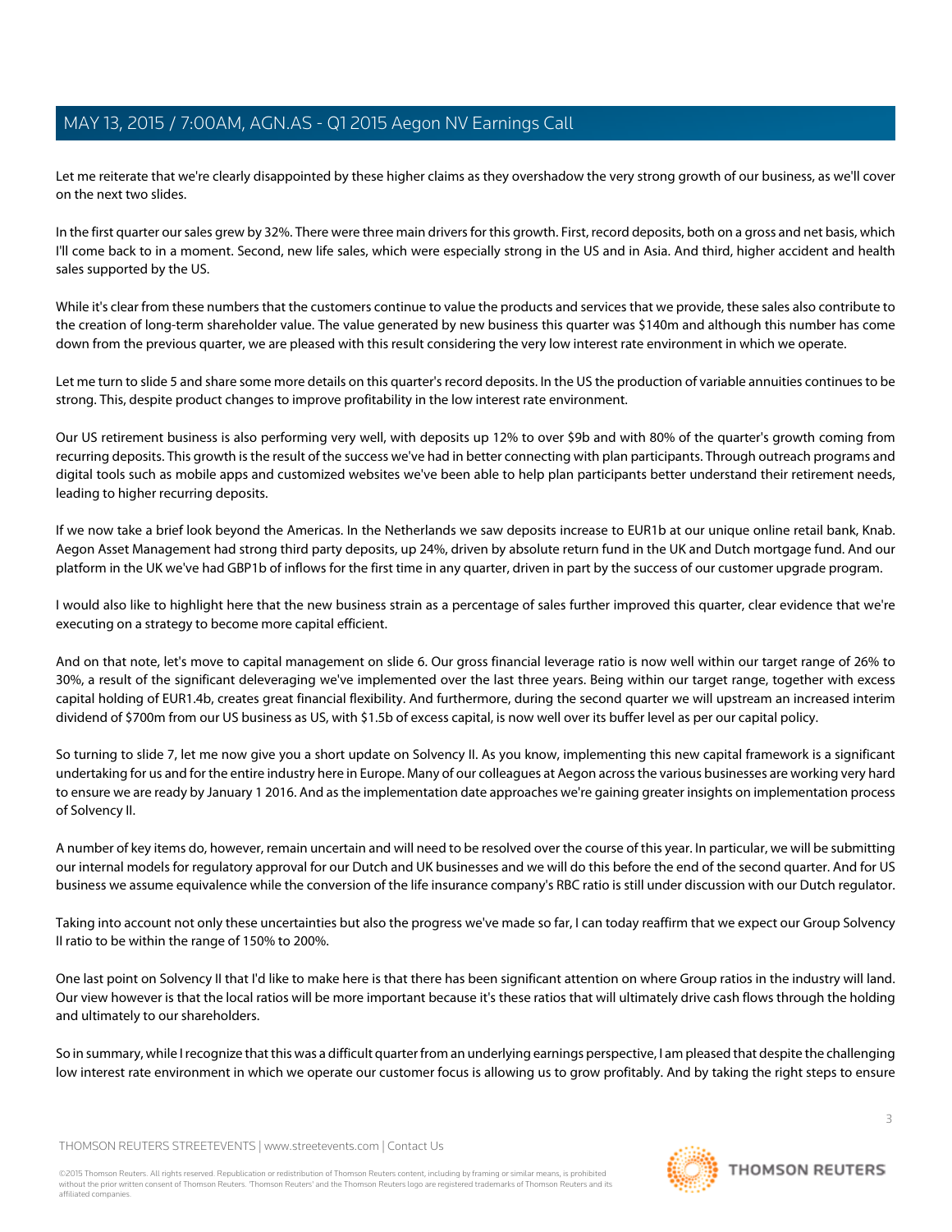Let me reiterate that we're clearly disappointed by these higher claims as they overshadow the very strong growth of our business, as we'll cover on the next two slides.

In the first quarter our sales grew by 32%. There were three main drivers for this growth. First, record deposits, both on a gross and net basis, which I'll come back to in a moment. Second, new life sales, which were especially strong in the US and in Asia. And third, higher accident and health sales supported by the US.

While it's clear from these numbers that the customers continue to value the products and services that we provide, these sales also contribute to the creation of long-term shareholder value. The value generated by new business this quarter was $140m and although this number has come down from the previous quarter, we are pleased with this result considering the very low interest rate environment in which we operate.

Let me turn to slide 5 and share some more details on this quarter's record deposits. In the US the production of variable annuities continues to be strong. This, despite product changes to improve profitability in the low interest rate environment.

Our US retirement business is also performing very well, with deposits up 12% to over $9b and with 80% of the quarter's growth coming from recurring deposits. This growth is the result of the success we've had in better connecting with plan participants. Through outreach programs and digital tools such as mobile apps and customized websites we've been able to help plan participants better understand their retirement needs, leading to higher recurring deposits.

If we now take a brief look beyond the Americas. In the Netherlands we saw deposits increase to EUR1b at our unique online retail bank, Knab. Aegon Asset Management had strong third party deposits, up 24%, driven by absolute return fund in the UK and Dutch mortgage fund. And our platform in the UK we've had GBP1b of inflows for the first time in any quarter, driven in part by the success of our customer upgrade program.

I would also like to highlight here that the new business strain as a percentage of sales further improved this quarter, clear evidence that we're executing on a strategy to become more capital efficient.

And on that note, let's move to capital management on slide 6. Our gross financial leverage ratio is now well within our target range of 26% to 30%, a result of the significant deleveraging we've implemented over the last three years. Being within our target range, together with excess capital holding of EUR1.4b, creates great financial flexibility. And furthermore, during the second quarter we will upstream an increased interim dividend of $700m from our US business as US, with $1.5b of excess capital, is now well over its buffer level as per our capital policy.

So turning to slide 7, let me now give you a short update on Solvency II. As you know, implementing this new capital framework is a significant undertaking for us and for the entire industry here in Europe. Many of our colleagues at Aegon across the various businesses are working very hard to ensure we are ready by January 1 2016. And as the implementation date approaches we're gaining greater insights on implementation process of Solvency II.

A number of key items do, however, remain uncertain and will need to be resolved over the course of this year. In particular, we will be submitting our internal models for regulatory approval for our Dutch and UK businesses and we will do this before the end of the second quarter. And for US business we assume equivalence while the conversion of the life insurance company's RBC ratio is still under discussion with our Dutch regulator.

Taking into account not only these uncertainties but also the progress we've made so far, I can today reaffirm that we expect our Group Solvency II ratio to be within the range of 150% to 200%.

One last point on Solvency II that I'd like to make here is that there has been significant attention on where Group ratios in the industry will land. Our view however is that the local ratios will be more important because it's these ratios that will ultimately drive cash flows through the holding and ultimately to our shareholders.

So in summary, while I recognize that this was a difficult quarter from an underlying earnings perspective, I am pleased that despite the challenging low interest rate environment in which we operate our customer focus is allowing us to grow profitably. And by taking the right steps to ensure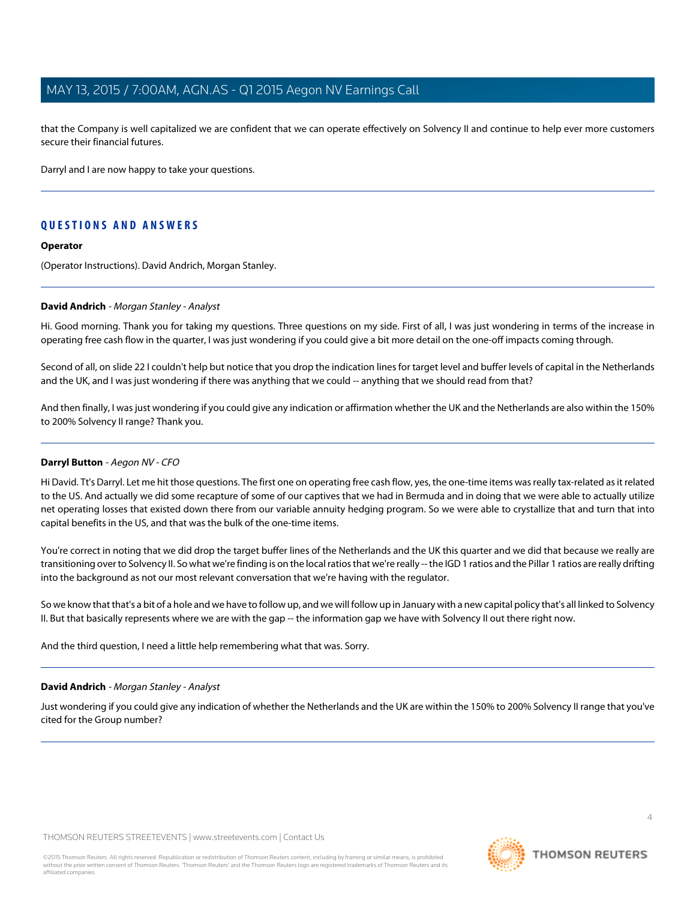that the Company is well capitalized we are confident that we can operate effectively on Solvency II and continue to help ever more customers secure their financial futures.

Darryl and I are now happy to take your questions.

## QUESTIONS AND ANSWERS

**Operator**

(Operator Instructions). David Andrich, Morgan Stanley.

**David Andrich** - *Morgan Stanley - Analyst*

Hi. Good morning. Thank you for taking my questions. Three questions on my side. First of all, I was just wondering in terms of the increase in operating free cash flow in the quarter, I was just wondering if you could give a bit more detail on the one-off impacts coming through.

Second of all, on slide 22 I couldn't help but notice that you drop the indication lines for target level and buffer levels of capital in the Netherlands and the UK, and I was just wondering if there was anything that we could -- anything that we should read from that?

And then finally, I was just wondering if you could give any indication or affirmation whether the UK and the Netherlands are also within the 150% to 200% Solvency II range? Thank you.

**Darryl Button** - *Aegon NV - CFO*

Hi David. Tt's Darryl. Let me hit those questions. The first one on operating free cash flow, yes, the one-time items was really tax-related as it related to the US. And actually we did some recapture of some of our captives that we had in Bermuda and in doing that we were able to actually utilize net operating losses that existed down there from our variable annuity hedging program. So we were able to crystallize that and turn that into capital benefits in the US, and that was the bulk of the one-time items.

You're correct in noting that we did drop the target buffer lines of the Netherlands and the UK this quarter and we did that because we really are transitioning over to Solvency II. So what we're finding is on the local ratios that we're really -- the IGD 1 ratios and the Pillar 1 ratios are really drifting into the background as not our most relevant conversation that we're having with the regulator.

So we know that that's a bit of a hole and we have to follow up, and we will follow up in January with a new capital policy that's all linked to Solvency II. But that basically represents where we are with the gap -- the information gap we have with Solvency II out there right now.

And the third question, I need a little help remembering what that was. Sorry.

**David Andrich** - *Morgan Stanley - Analyst*

Just wondering if you could give any indication of whether the Netherlands and the UK are within the 150% to 200% Solvency II range that you've cited for the Group number?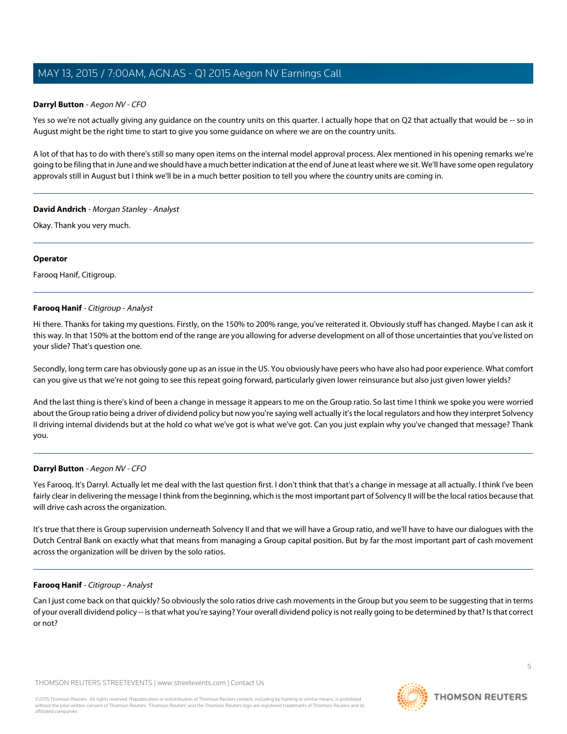**Darryl Button** - *Aegon NV - CFO*

Yes so we're not actually giving any guidance on the country units on this quarter. I actually hope that on Q2 that actually that would be -- so in August might be the right time to start to give you some guidance on where we are on the country units.

A lot of that has to do with there's still so many open items on the internal model approval process. Alex mentioned in his opening remarks we're going to be filing that in June and we should have a much better indication at the end of June at least where we sit. We'll have some open regulatory approvals still in August but I think we'll be in a much better position to tell you where the country units are coming in.

---

**David Andrich** - *Morgan Stanley - Analyst*

Okay. Thank you very much.

---

**Operator**

Farooq Hanif, Citigroup.

---

**Farooq Hanif** - *Citigroup - Analyst*

Hi there. Thanks for taking my questions. Firstly, on the 150% to 200% range, you've reiterated it. Obviously stuff has changed. Maybe I can ask it this way. In that 150% at the bottom end of the range are you allowing for adverse development on all of those uncertainties that you've listed on your slide? That's question one.

Secondly, long term care has obviously gone up as an issue in the US. You obviously have peers who have also had poor experience. What comfort can you give us that we're not going to see this repeat going forward, particularly given lower reinsurance but also just given lower yields?

And the last thing is there's kind of been a change in message it appears to me on the Group ratio. So last time I think we spoke you were worried about the Group ratio being a driver of dividend policy but now you're saying well actually it's the local regulators and how they interpret Solvency II driving internal dividends but at the hold co what we've got is what we've got. Can you just explain why you've changed that message? Thank you.

---

**Darryl Button** - *Aegon NV - CFO*

Yes Farooq. It's Darryl. Actually let me deal with the last question first. I don't think that that's a change in message at all actually. I think I've been fairly clear in delivering the message I think from the beginning, which is the most important part of Solvency II will be the local ratios because that will drive cash across the organization.

It's true that there is Group supervision underneath Solvency II and that we will have a Group ratio, and we'll have to have our dialogues with the Dutch Central Bank on exactly what that means from managing a Group capital position. But by far the most important part of cash movement across the organization will be driven by the solo ratios.

---

**Farooq Hanif** - *Citigroup - Analyst*

Can I just come back on that quickly? So obviously the solo ratios drive cash movements in the Group but you seem to be suggesting that in terms of your overall dividend policy -- is that what you're saying? Your overall dividend policy is not really going to be determined by that? Is that correct or not?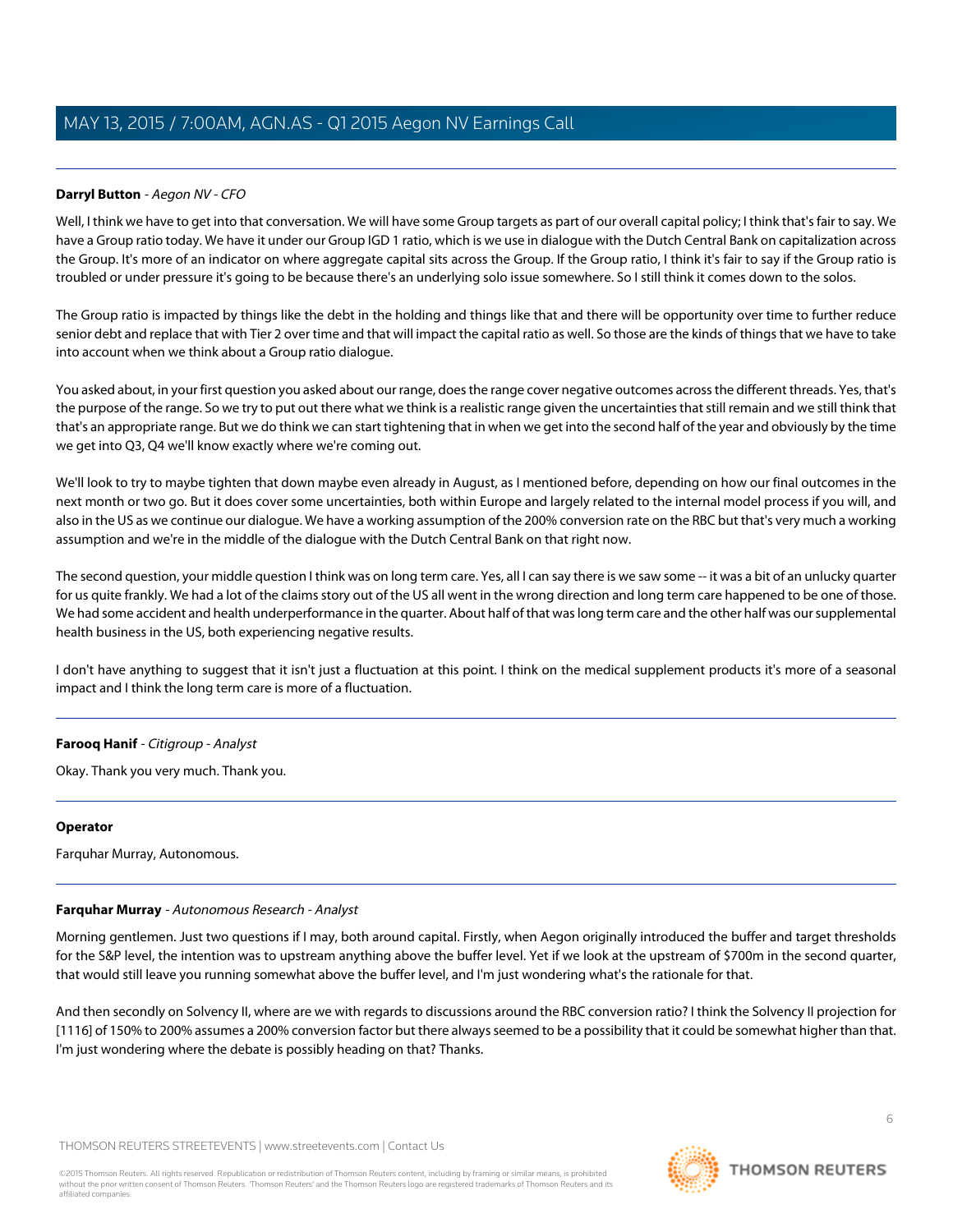**Darryl Button** - *Aegon NV - CFO*

Well, I think we have to get into that conversation. We will have some Group targets as part of our overall capital policy; I think that's fair to say. We have a Group ratio today. We have it under our Group IGD 1 ratio, which is we use in dialogue with the Dutch Central Bank on capitalization across the Group. It's more of an indicator on where aggregate capital sits across the Group. If the Group ratio, I think it's fair to say if the Group ratio is troubled or under pressure it's going to be because there's an underlying solo issue somewhere. So I still think it comes down to the solos.

The Group ratio is impacted by things like the debt in the holding and things like that and there will be opportunity over time to further reduce senior debt and replace that with Tier 2 over time and that will impact the capital ratio as well. So those are the kinds of things that we have to take into account when we think about a Group ratio dialogue.

You asked about, in your first question you asked about our range, does the range cover negative outcomes across the different threads. Yes, that's the purpose of the range. So we try to put out there what we think is a realistic range given the uncertainties that still remain and we still think that that's an appropriate range. But we do think we can start tightening that in when we get into the second half of the year and obviously by the time we get into Q3, Q4 we'll know exactly where we're coming out.

We'll look to try to maybe tighten that down maybe even already in August, as I mentioned before, depending on how our final outcomes in the next month or two go. But it does cover some uncertainties, both within Europe and largely related to the internal model process if you will, and also in the US as we continue our dialogue. We have a working assumption of the 200% conversion rate on the RBC but that's very much a working assumption and we're in the middle of the dialogue with the Dutch Central Bank on that right now.

The second question, your middle question I think was on long term care. Yes, all I can say there is we saw some -- it was a bit of an unlucky quarter for us quite frankly. We had a lot of the claims story out of the US all went in the wrong direction and long term care happened to be one of those. We had some accident and health underperformance in the quarter. About half of that was long term care and the other half was our supplemental health business in the US, both experiencing negative results.

I don't have anything to suggest that it isn't just a fluctuation at this point. I think on the medical supplement products it's more of a seasonal impact and I think the long term care is more of a fluctuation.

---

**Farooq Hanif** - *Citigroup - Analyst*

Okay. Thank you very much. Thank you.

---

**Operator**

Farquhar Murray, Autonomous.

---

**Farquhar Murray** - *Autonomous Research - Analyst*

Morning gentlemen. Just two questions if I may, both around capital. Firstly, when Aegon originally introduced the buffer and target thresholds for the S&P level, the intention was to upstream anything above the buffer level. Yet if we look at the upstream of $700m in the second quarter, that would still leave you running somewhat above the buffer level, and I'm just wondering what's the rationale for that.

And then secondly on Solvency II, where are we with regards to discussions around the RBC conversion ratio? I think the Solvency II projection for [1116] of 150% to 200% assumes a 200% conversion factor but there always seemed to be a possibility that it could be somewhat higher than that. I'm just wondering where the debate is possibly heading on that? Thanks.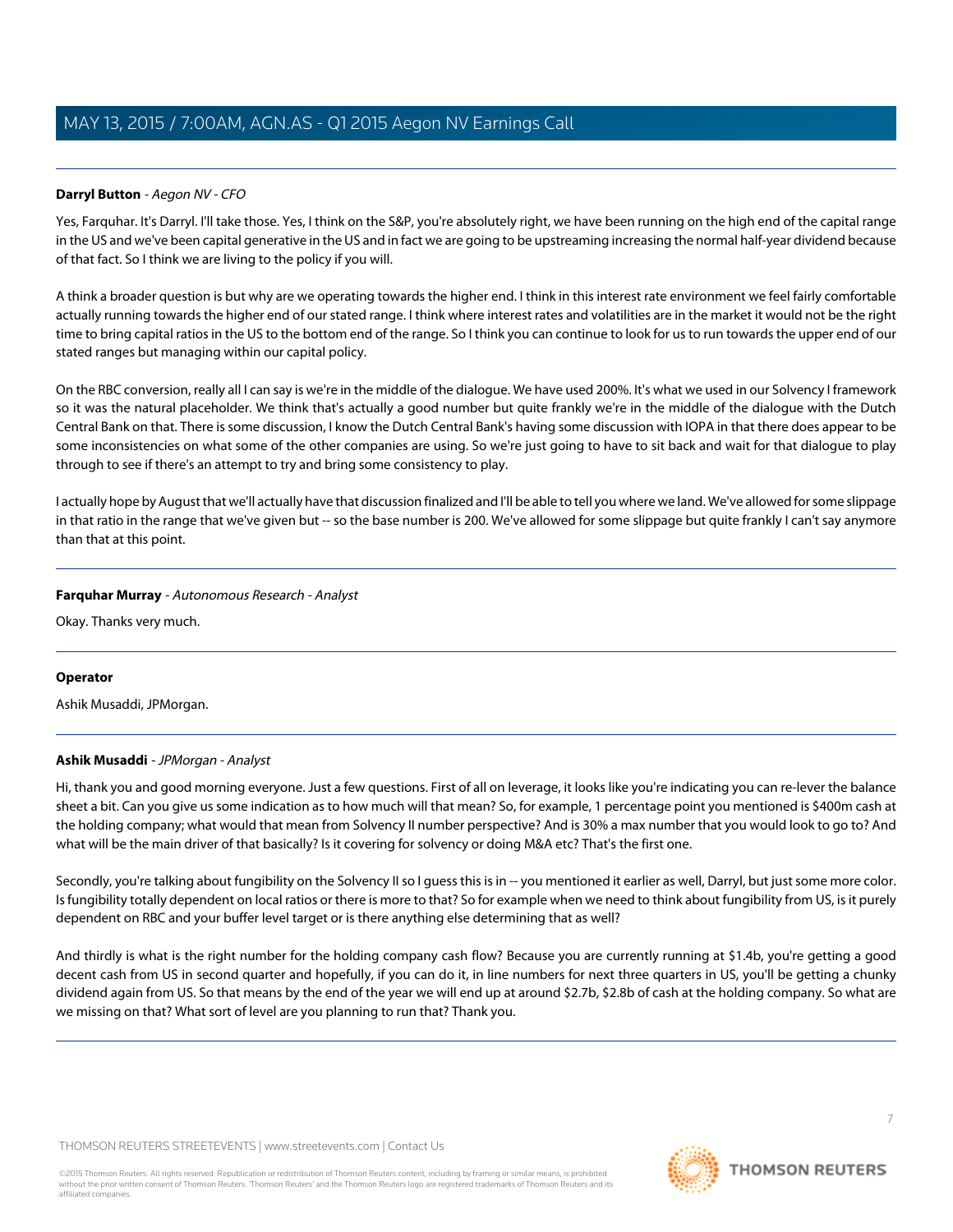**Darryl Button** - *Aegon NV - CFO*

Yes, Farquhar. It's Darryl. I'll take those. Yes, I think on the S&P, you're absolutely right, we have been running on the high end of the capital range in the US and we've been capital generative in the US and in fact we are going to be upstreaming increasing the normal half-year dividend because of that fact. So I think we are living to the policy if you will.

A think a broader question is but why are we operating towards the higher end. I think in this interest rate environment we feel fairly comfortable actually running towards the higher end of our stated range. I think where interest rates and volatilities are in the market it would not be the right time to bring capital ratios in the US to the bottom end of the range. So I think you can continue to look for us to run towards the upper end of our stated ranges but managing within our capital policy.

On the RBC conversion, really all I can say is we're in the middle of the dialogue. We have used 200%. It's what we used in our Solvency I framework so it was the natural placeholder. We think that's actually a good number but quite frankly we're in the middle of the dialogue with the Dutch Central Bank on that. There is some discussion, I know the Dutch Central Bank's having some discussion with IOPA in that there does appear to be some inconsistencies on what some of the other companies are using. So we're just going to have to sit back and wait for that dialogue to play through to see if there's an attempt to try and bring some consistency to play.

I actually hope by August that we'll actually have that discussion finalized and I'll be able to tell you where we land. We've allowed for some slippage in that ratio in the range that we've given but -- so the base number is 200. We've allowed for some slippage but quite frankly I can't say anymore than that at this point.

---

**Farquhar Murray** - *Autonomous Research - Analyst*

Okay. Thanks very much.

---

**Operator**

Ashik Musaddi, JPMorgan.

---

**Ashik Musaddi** - *JPMorgan - Analyst*

Hi, thank you and good morning everyone. Just a few questions. First of all on leverage, it looks like you're indicating you can re-lever the balance sheet a bit. Can you give us some indication as to how much will that mean? So, for example, 1 percentage point you mentioned is $400m cash at the holding company; what would that mean from Solvency II number perspective? And is 30% a max number that you would look to go to? And what will be the main driver of that basically? Is it covering for solvency or doing M&A etc? That's the first one.

Secondly, you're talking about fungibility on the Solvency II so I guess this is in -- you mentioned it earlier as well, Darryl, but just some more color. Is fungibility totally dependent on local ratios or there is more to that? So for example when we need to think about fungibility from US, is it purely dependent on RBC and your buffer level target or is there anything else determining that as well?

And thirdly is what is the right number for the holding company cash flow? Because you are currently running at $1.4b, you're getting a good decent cash from US in second quarter and hopefully, if you can do it, in line numbers for next three quarters in US, you'll be getting a chunky dividend again from US. So that means by the end of the year we will end up at around $2.7b, $2.8b of cash at the holding company. So what are we missing on that? What sort of level are you planning to run that? Thank you.

---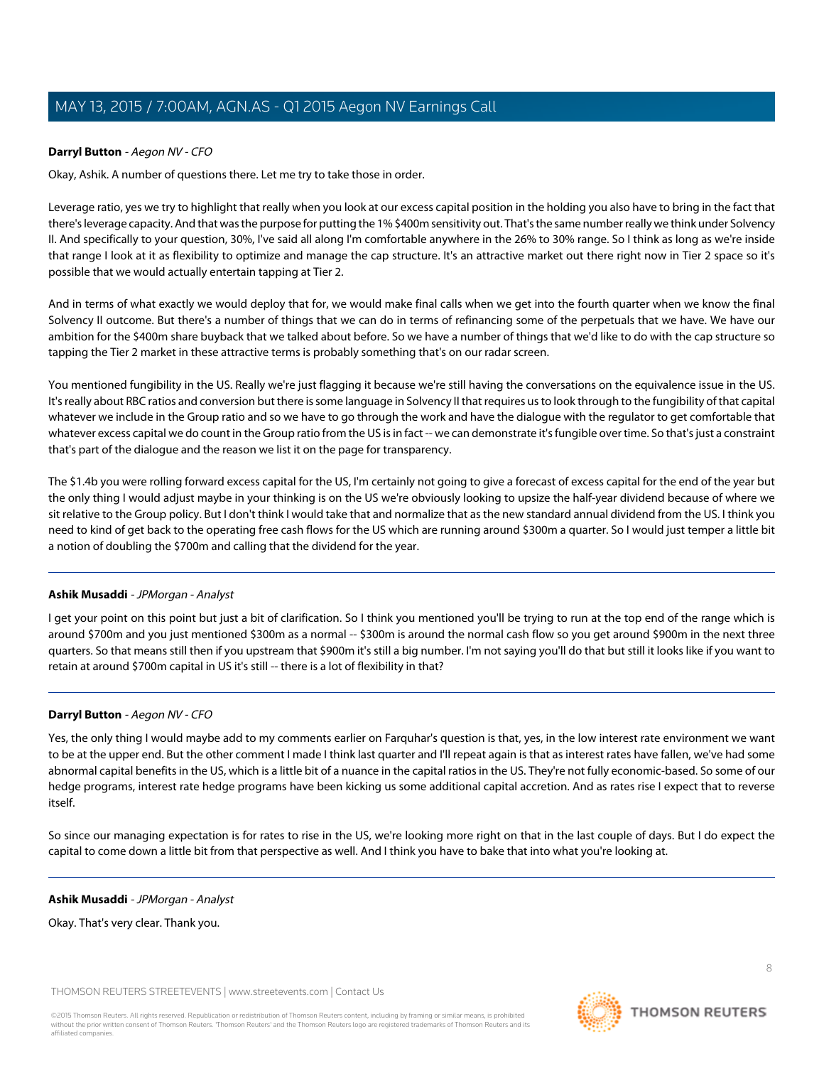**Darryl Button** - *Aegon NV - CFO*

Okay, Ashik. A number of questions there. Let me try to take those in order.

Leverage ratio, yes we try to highlight that really when you look at our excess capital position in the holding you also have to bring in the fact that there's leverage capacity. And that was the purpose for putting the 1% $400m sensitivity out. That's the same number really we think under Solvency II. And specifically to your question, 30%, I've said all along I'm comfortable anywhere in the 26% to 30% range. So I think as long as we're inside that range I look at it as flexibility to optimize and manage the cap structure. It's an attractive market out there right now in Tier 2 space so it's possible that we would actually entertain tapping at Tier 2.

And in terms of what exactly we would deploy that for, we would make final calls when we get into the fourth quarter when we know the final Solvency II outcome. But there's a number of things that we can do in terms of refinancing some of the perpetuals that we have. We have our ambition for the $400m share buyback that we talked about before. So we have a number of things that we'd like to do with the cap structure so tapping the Tier 2 market in these attractive terms is probably something that's on our radar screen.

You mentioned fungibility in the US. Really we're just flagging it because we're still having the conversations on the equivalence issue in the US. It's really about RBC ratios and conversion but there is some language in Solvency II that requires us to look through to the fungibility of that capital whatever we include in the Group ratio and so we have to go through the work and have the dialogue with the regulator to get comfortable that whatever excess capital we do count in the Group ratio from the US is in fact -- we can demonstrate it's fungible over time. So that's just a constraint that's part of the dialogue and the reason we list it on the page for transparency.

The $1.4b you were rolling forward excess capital for the US, I'm certainly not going to give a forecast of excess capital for the end of the year but the only thing I would adjust maybe in your thinking is on the US we're obviously looking to upsize the half-year dividend because of where we sit relative to the Group policy. But I don't think I would take that and normalize that as the new standard annual dividend from the US. I think you need to kind of get back to the operating free cash flows for the US which are running around $300m a quarter. So I would just temper a little bit a notion of doubling the $700m and calling that the dividend for the year.

---

**Ashik Musaddi** - *JPMorgan - Analyst*

I get your point on this point but just a bit of clarification. So I think you mentioned you'll be trying to run at the top end of the range which is around $700m and you just mentioned $300m as a normal -- $300m is around the normal cash flow so you get around $900m in the next three quarters. So that means still then if you upstream that $900m it's still a big number. I'm not saying you'll do that but still it looks like if you want to retain at around $700m capital in US it's still -- there is a lot of flexibility in that?

---

**Darryl Button** - *Aegon NV - CFO*

Yes, the only thing I would maybe add to my comments earlier on Farquhar's question is that, yes, in the low interest rate environment we want to be at the upper end. But the other comment I made I think last quarter and I'll repeat again is that as interest rates have fallen, we've had some abnormal capital benefits in the US, which is a little bit of a nuance in the capital ratios in the US. They're not fully economic-based. So some of our hedge programs, interest rate hedge programs have been kicking us some additional capital accretion. And as rates rise I expect that to reverse itself.

So since our managing expectation is for rates to rise in the US, we're looking more right on that in the last couple of days. But I do expect the capital to come down a little bit from that perspective as well. And I think you have to bake that into what you're looking at.

---

**Ashik Musaddi** - *JPMorgan - Analyst*

Okay. That's very clear. Thank you.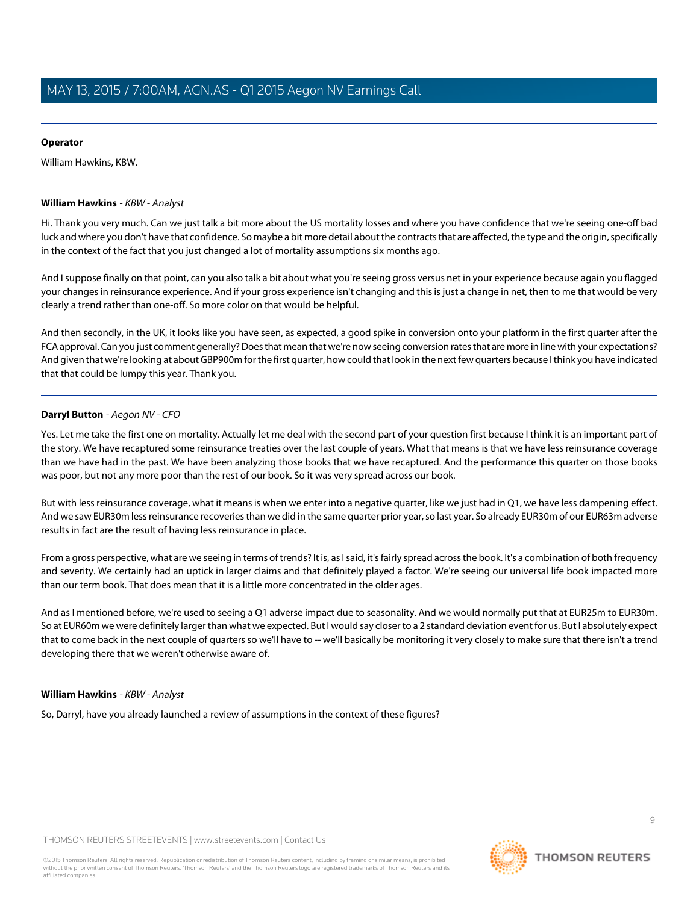**Operator**

William Hawkins, KBW.

**William Hawkins** - *KBW - Analyst*

Hi. Thank you very much. Can we just talk a bit more about the US mortality losses and where you have confidence that we're seeing one-off bad luck and where you don't have that confidence. So maybe a bit more detail about the contracts that are affected, the type and the origin, specifically in the context of the fact that you just changed a lot of mortality assumptions six months ago.

And I suppose finally on that point, can you also talk a bit about what you're seeing gross versus net in your experience because again you flagged your changes in reinsurance experience. And if your gross experience isn't changing and this is just a change in net, then to me that would be very clearly a trend rather than one-off. So more color on that would be helpful.

And then secondly, in the UK, it looks like you have seen, as expected, a good spike in conversion onto your platform in the first quarter after the FCA approval. Can you just comment generally? Does that mean that we're now seeing conversion rates that are more in line with your expectations? And given that we're looking at about GBP900m for the first quarter, how could that look in the next few quarters because I think you have indicated that that could be lumpy this year. Thank you.

**Darryl Button** - *Aegon NV - CFO*

Yes. Let me take the first one on mortality. Actually let me deal with the second part of your question first because I think it is an important part of the story. We have recaptured some reinsurance treaties over the last couple of years. What that means is that we have less reinsurance coverage than we have had in the past. We have been analyzing those books that we have recaptured. And the performance this quarter on those books was poor, but not any more poor than the rest of our book. So it was very spread across our book.

But with less reinsurance coverage, what it means is when we enter into a negative quarter, like we just had in Q1, we have less dampening effect. And we saw EUR30m less reinsurance recoveries than we did in the same quarter prior year, so last year. So already EUR30m of our EUR63m adverse results in fact are the result of having less reinsurance in place.

From a gross perspective, what are we seeing in terms of trends? It is, as I said, it's fairly spread across the book. It's a combination of both frequency and severity. We certainly had an uptick in larger claims and that definitely played a factor. We're seeing our universal life book impacted more than our term book. That does mean that it is a little more concentrated in the older ages.

And as I mentioned before, we're used to seeing a Q1 adverse impact due to seasonality. And we would normally put that at EUR25m to EUR30m. So at EUR60m we were definitely larger than what we expected. But I would say closer to a 2 standard deviation event for us. But I absolutely expect that to come back in the next couple of quarters so we'll have to -- we'll basically be monitoring it very closely to make sure that there isn't a trend developing there that we weren't otherwise aware of.

**William Hawkins** - *KBW - Analyst*

So, Darryl, have you already launched a review of assumptions in the context of these figures?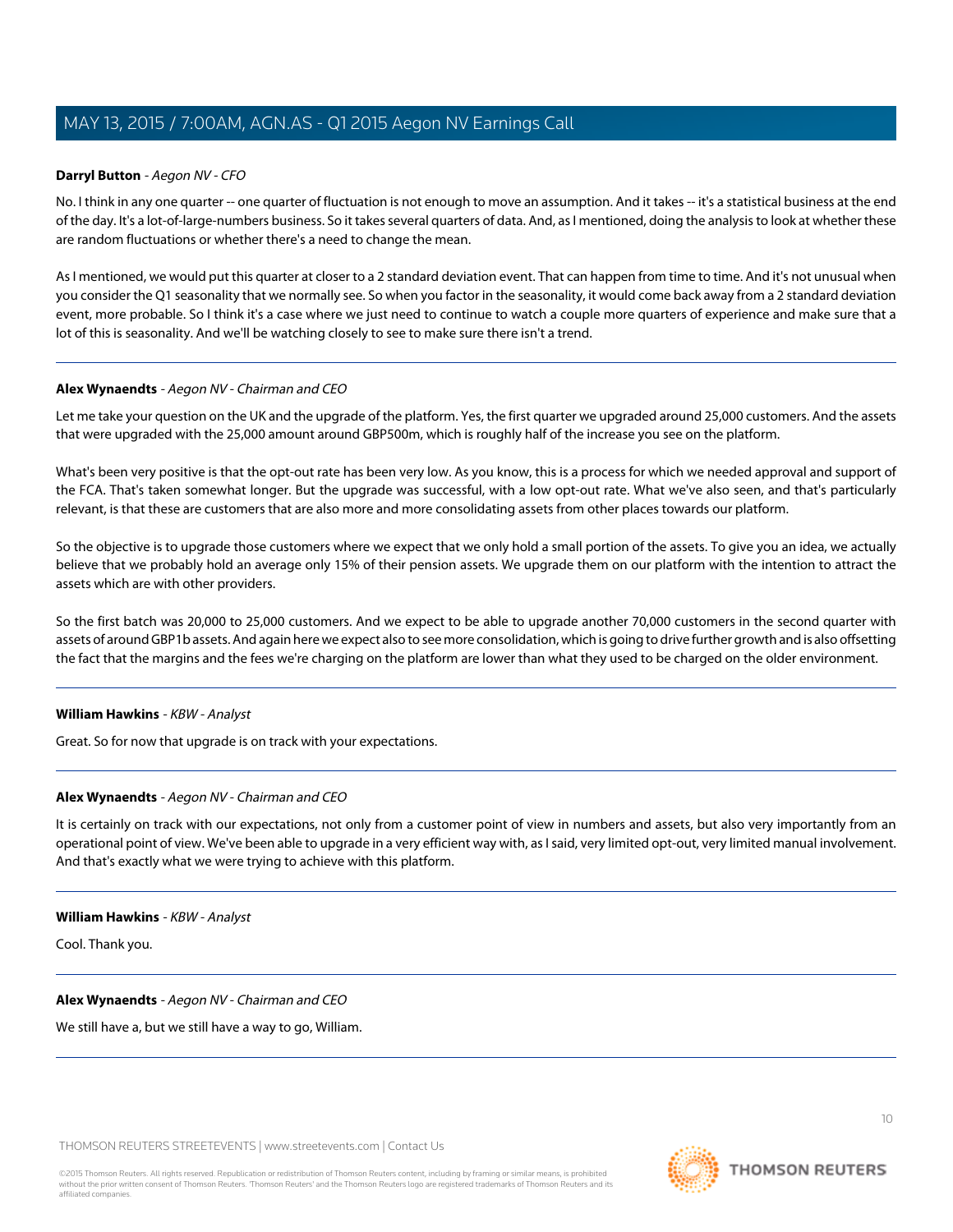**Darryl Button** - *Aegon NV - CFO*

No. I think in any one quarter -- one quarter of fluctuation is not enough to move an assumption. And it takes -- it's a statistical business at the end of the day. It's a lot-of-large-numbers business. So it takes several quarters of data. And, as I mentioned, doing the analysis to look at whether these are random fluctuations or whether there's a need to change the mean.

As I mentioned, we would put this quarter at closer to a 2 standard deviation event. That can happen from time to time. And it's not unusual when you consider the Q1 seasonality that we normally see. So when you factor in the seasonality, it would come back away from a 2 standard deviation event, more probable. So I think it's a case where we just need to continue to watch a couple more quarters of experience and make sure that a lot of this is seasonality. And we'll be watching closely to see to make sure there isn't a trend.

---

**Alex Wynaendts** - *Aegon NV - Chairman and CEO*

Let me take your question on the UK and the upgrade of the platform. Yes, the first quarter we upgraded around 25,000 customers. And the assets that were upgraded with the 25,000 amount around GBP500m, which is roughly half of the increase you see on the platform.

What's been very positive is that the opt-out rate has been very low. As you know, this is a process for which we needed approval and support of the FCA. That's taken somewhat longer. But the upgrade was successful, with a low opt-out rate. What we've also seen, and that's particularly relevant, is that these are customers that are also more and more consolidating assets from other places towards our platform.

So the objective is to upgrade those customers where we expect that we only hold a small portion of the assets. To give you an idea, we actually believe that we probably hold an average only 15% of their pension assets. We upgrade them on our platform with the intention to attract the assets which are with other providers.

So the first batch was 20,000 to 25,000 customers. And we expect to be able to upgrade another 70,000 customers in the second quarter with assets of around GBP1b assets. And again here we expect also to see more consolidation, which is going to drive further growth and is also offsetting the fact that the margins and the fees we're charging on the platform are lower than what they used to be charged on the older environment.

---

**William Hawkins** - *KBW - Analyst*

Great. So for now that upgrade is on track with your expectations.

---

**Alex Wynaendts** - *Aegon NV - Chairman and CEO*

It is certainly on track with our expectations, not only from a customer point of view in numbers and assets, but also very importantly from an operational point of view. We've been able to upgrade in a very efficient way with, as I said, very limited opt-out, very limited manual involvement. And that's exactly what we were trying to achieve with this platform.

---

**William Hawkins** - *KBW - Analyst*

Cool. Thank you.

---

**Alex Wynaendts** - *Aegon NV - Chairman and CEO*

We still have a, but we still have a way to go, William.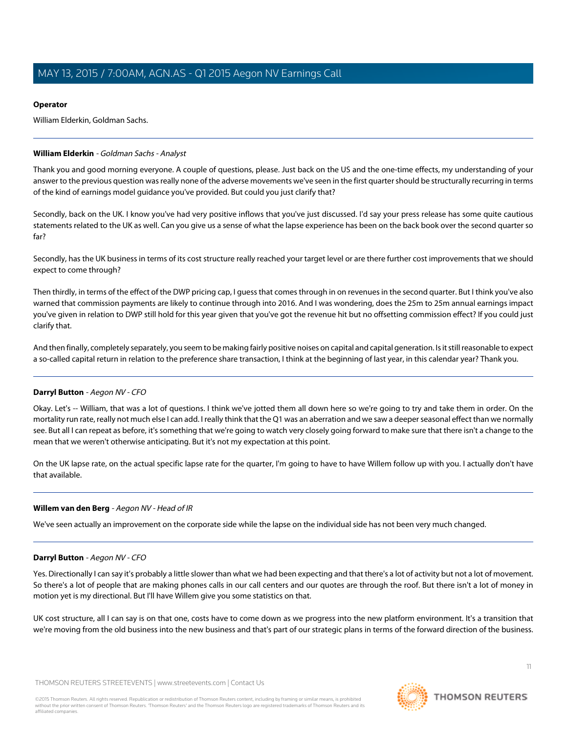**Operator**

William Elderkin, Goldman Sachs.

---

**William Elderkin** - *Goldman Sachs - Analyst*

Thank you and good morning everyone. A couple of questions, please. Just back on the US and the one-time effects, my understanding of your answer to the previous question was really none of the adverse movements we've seen in the first quarter should be structurally recurring in terms of the kind of earnings model guidance you've provided. But could you just clarify that?

Secondly, back on the UK. I know you've had very positive inflows that you've just discussed. I'd say your press release has some quite cautious statements related to the UK as well. Can you give us a sense of what the lapse experience has been on the back book over the second quarter so far?

Secondly, has the UK business in terms of its cost structure really reached your target level or are there further cost improvements that we should expect to come through?

Then thirdly, in terms of the effect of the DWP pricing cap, I guess that comes through in on revenues in the second quarter. But I think you've also warned that commission payments are likely to continue through into 2016. And I was wondering, does the 25m to 25m annual earnings impact you've given in relation to DWP still hold for this year given that you've got the revenue hit but no offsetting commission effect? If you could just clarify that.

And then finally, completely separately, you seem to be making fairly positive noises on capital and capital generation. Is it still reasonable to expect a so-called capital return in relation to the preference share transaction, I think at the beginning of last year, in this calendar year? Thank you.

---

**Darryl Button** - *Aegon NV - CFO*

Okay. Let's -- William, that was a lot of questions. I think we've jotted them all down here so we're going to try and take them in order. On the mortality run rate, really not much else I can add. I really think that the Q1 was an aberration and we saw a deeper seasonal effect than we normally see. But all I can repeat as before, it's something that we're going to watch very closely going forward to make sure that there isn't a change to the mean that we weren't otherwise anticipating. But it's not my expectation at this point.

On the UK lapse rate, on the actual specific lapse rate for the quarter, I'm going to have to have Willem follow up with you. I actually don't have that available.

---

**Willem van den Berg** - *Aegon NV - Head of IR*

We've seen actually an improvement on the corporate side while the lapse on the individual side has not been very much changed.

---

**Darryl Button** - *Aegon NV - CFO*

Yes. Directionally I can say it's probably a little slower than what we had been expecting and that there's a lot of activity but not a lot of movement. So there's a lot of people that are making phones calls in our call centers and our quotes are through the roof. But there isn't a lot of money in motion yet is my directional. But I'll have Willem give you some statistics on that.

UK cost structure, all I can say is on that one, costs have to come down as we progress into the new platform environment. It's a transition that we're moving from the old business into the new business and that's part of our strategic plans in terms of the forward direction of the business.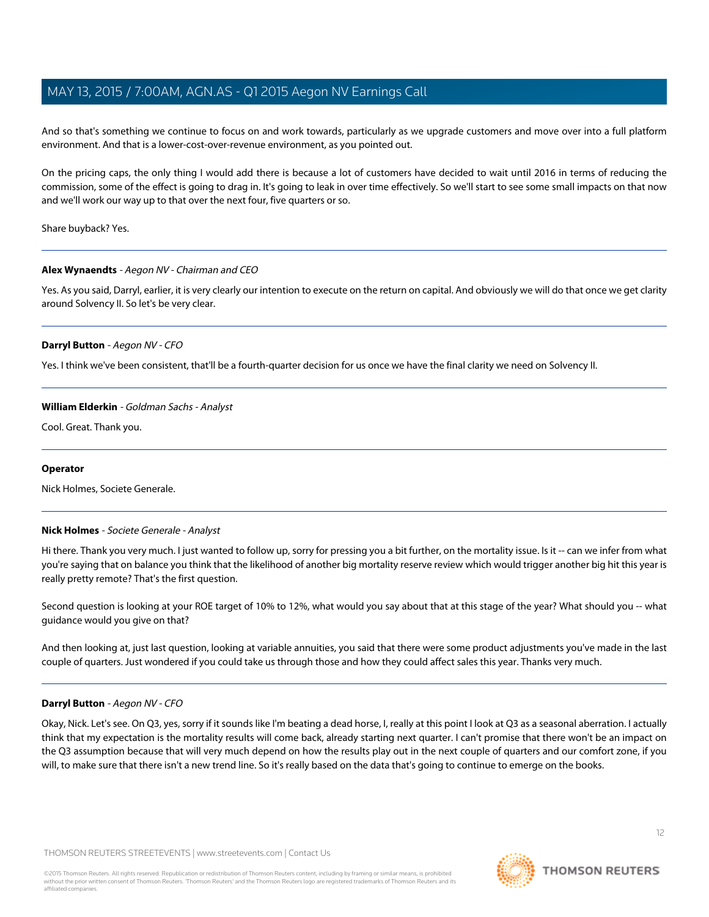And so that's something we continue to focus on and work towards, particularly as we upgrade customers and move over into a full platform environment. And that is a lower-cost-over-revenue environment, as you pointed out.

On the pricing caps, the only thing I would add there is because a lot of customers have decided to wait until 2016 in terms of reducing the commission, some of the effect is going to drag in. It's going to leak in over time effectively. So we'll start to see some small impacts on that now and we'll work our way up to that over the next four, five quarters or so.

Share buyback? Yes.

---

**Alex Wynaendts** - *Aegon NV - Chairman and CEO*

Yes. As you said, Darryl, earlier, it is very clearly our intention to execute on the return on capital. And obviously we will do that once we get clarity around Solvency II. So let's be very clear.

---

**Darryl Button** - *Aegon NV - CFO*

Yes. I think we've been consistent, that'll be a fourth-quarter decision for us once we have the final clarity we need on Solvency II.

---

**William Elderkin** - *Goldman Sachs - Analyst*

Cool. Great. Thank you.

---

**Operator**

Nick Holmes, Societe Generale.

---

**Nick Holmes** - *Societe Generale - Analyst*

Hi there. Thank you very much. I just wanted to follow up, sorry for pressing you a bit further, on the mortality issue. Is it -- can we infer from what you're saying that on balance you think that the likelihood of another big mortality reserve review which would trigger another big hit this year is really pretty remote? That's the first question.

Second question is looking at your ROE target of 10% to 12%, what would you say about that at this stage of the year? What should you -- what guidance would you give on that?

And then looking at, just last question, looking at variable annuities, you said that there were some product adjustments you've made in the last couple of quarters. Just wondered if you could take us through those and how they could affect sales this year. Thanks very much.

---

**Darryl Button** - *Aegon NV - CFO*

Okay, Nick. Let's see. On Q3, yes, sorry if it sounds like I'm beating a dead horse, I, really at this point I look at Q3 as a seasonal aberration. I actually think that my expectation is the mortality results will come back, already starting next quarter. I can't promise that there won't be an impact on the Q3 assumption because that will very much depend on how the results play out in the next couple of quarters and our comfort zone, if you will, to make sure that there isn't a new trend line. So it's really based on the data that's going to continue to emerge on the books.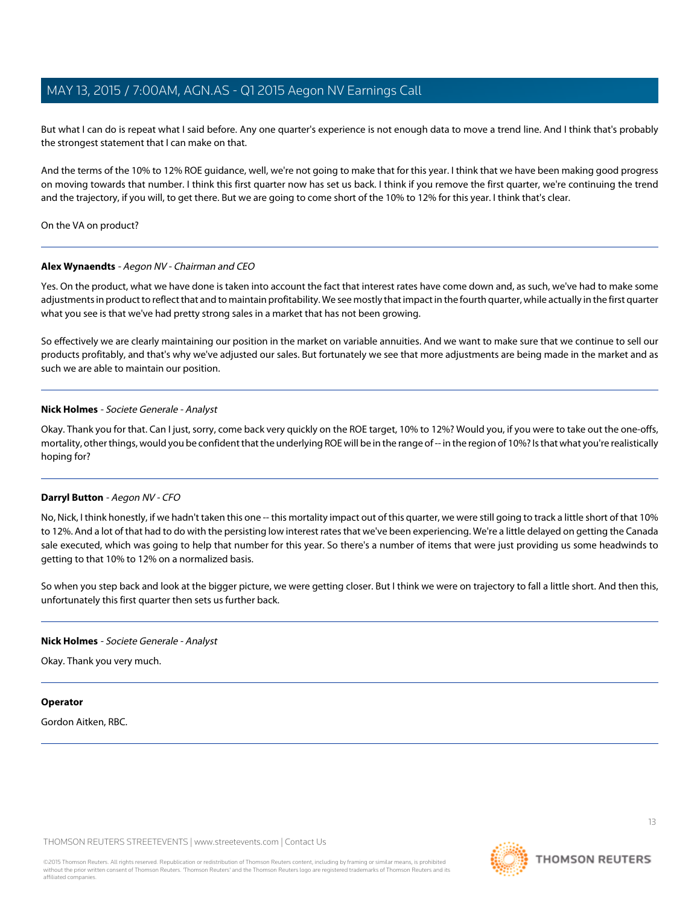But what I can do is repeat what I said before. Any one quarter's experience is not enough data to move a trend line. And I think that's probably the strongest statement that I can make on that.

And the terms of the 10% to 12% ROE guidance, well, we're not going to make that for this year. I think that we have been making good progress on moving towards that number. I think this first quarter now has set us back. I think if you remove the first quarter, we're continuing the trend and the trajectory, if you will, to get there. But we are going to come short of the 10% to 12% for this year. I think that's clear.

On the VA on product?

---

**Alex Wynaendts** - *Aegon NV - Chairman and CEO*

Yes. On the product, what we have done is taken into account the fact that interest rates have come down and, as such, we've had to make some adjustments in product to reflect that and to maintain profitability. We see mostly that impact in the fourth quarter, while actually in the first quarter what you see is that we've had pretty strong sales in a market that has not been growing.

So effectively we are clearly maintaining our position in the market on variable annuities. And we want to make sure that we continue to sell our products profitably, and that's why we've adjusted our sales. But fortunately we see that more adjustments are being made in the market and as such we are able to maintain our position.

---

**Nick Holmes** - *Societe Generale - Analyst*

Okay. Thank you for that. Can I just, sorry, come back very quickly on the ROE target, 10% to 12%? Would you, if you were to take out the one-offs, mortality, other things, would you be confident that the underlying ROE will be in the range of -- in the region of 10%? Is that what you're realistically hoping for?

---

**Darryl Button** - *Aegon NV - CFO*

No, Nick, I think honestly, if we hadn't taken this one -- this mortality impact out of this quarter, we were still going to track a little short of that 10% to 12%. And a lot of that had to do with the persisting low interest rates that we've been experiencing. We're a little delayed on getting the Canada sale executed, which was going to help that number for this year. So there's a number of items that were just providing us some headwinds to getting to that 10% to 12% on a normalized basis.

So when you step back and look at the bigger picture, we were getting closer. But I think we were on trajectory to fall a little short. And then this, unfortunately this first quarter then sets us further back.

---

**Nick Holmes** - *Societe Generale - Analyst*

Okay. Thank you very much.

---

**Operator**

Gordon Aitken, RBC.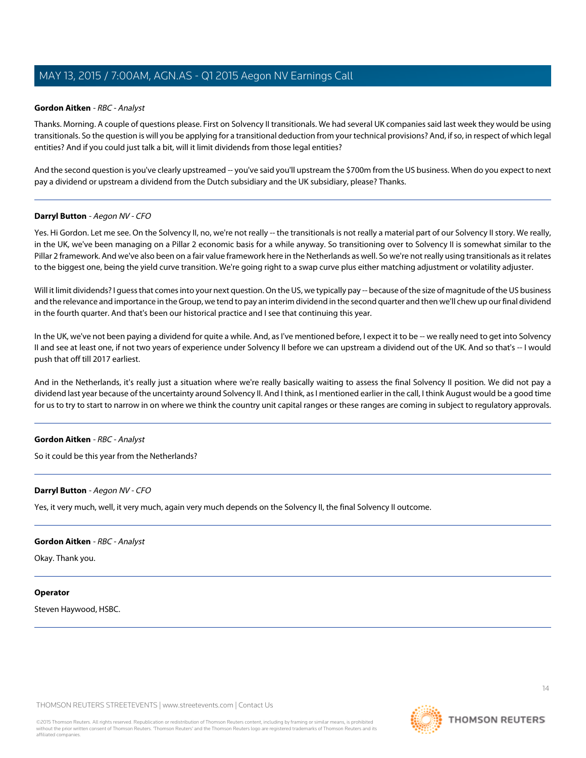**Gordon Aitken** - *RBC - Analyst*

Thanks. Morning. A couple of questions please. First on Solvency II transitionals. We had several UK companies said last week they would be using transitionals. So the question is will you be applying for a transitional deduction from your technical provisions? And, if so, in respect of which legal entities? And if you could just talk a bit, will it limit dividends from those legal entities?

And the second question is you've clearly upstreamed -- you've said you'll upstream the $700m from the US business. When do you expect to next pay a dividend or upstream a dividend from the Dutch subsidiary and the UK subsidiary, please? Thanks.

---

**Darryl Button** - *Aegon NV - CFO*

Yes. Hi Gordon. Let me see. On the Solvency II, no, we're not really -- the transitionals is not really a material part of our Solvency II story. We really, in the UK, we've been managing on a Pillar 2 economic basis for a while anyway. So transitioning over to Solvency II is somewhat similar to the Pillar 2 framework. And we've also been on a fair value framework here in the Netherlands as well. So we're not really using transitionals as it relates to the biggest one, being the yield curve transition. We're going right to a swap curve plus either matching adjustment or volatility adjuster.

Will it limit dividends? I guess that comes into your next question. On the US, we typically pay -- because of the size of magnitude of the US business and the relevance and importance in the Group, we tend to pay an interim dividend in the second quarter and then we'll chew up our final dividend in the fourth quarter. And that's been our historical practice and I see that continuing this year.

In the UK, we've not been paying a dividend for quite a while. And, as I've mentioned before, I expect it to be -- we really need to get into Solvency II and see at least one, if not two years of experience under Solvency II before we can upstream a dividend out of the UK. And so that's -- I would push that off till 2017 earliest.

And in the Netherlands, it's really just a situation where we're really basically waiting to assess the final Solvency II position. We did not pay a dividend last year because of the uncertainty around Solvency II. And I think, as I mentioned earlier in the call, I think August would be a good time for us to try to start to narrow in on where we think the country unit capital ranges or these ranges are coming in subject to regulatory approvals.

---

**Gordon Aitken** - *RBC - Analyst*

So it could be this year from the Netherlands?

---

**Darryl Button** - *Aegon NV - CFO*

Yes, it very much, well, it very much, again very much depends on the Solvency II, the final Solvency II outcome.

---

**Gordon Aitken** - *RBC - Analyst*

Okay. Thank you.

---

**Operator**

Steven Haywood, HSBC.

---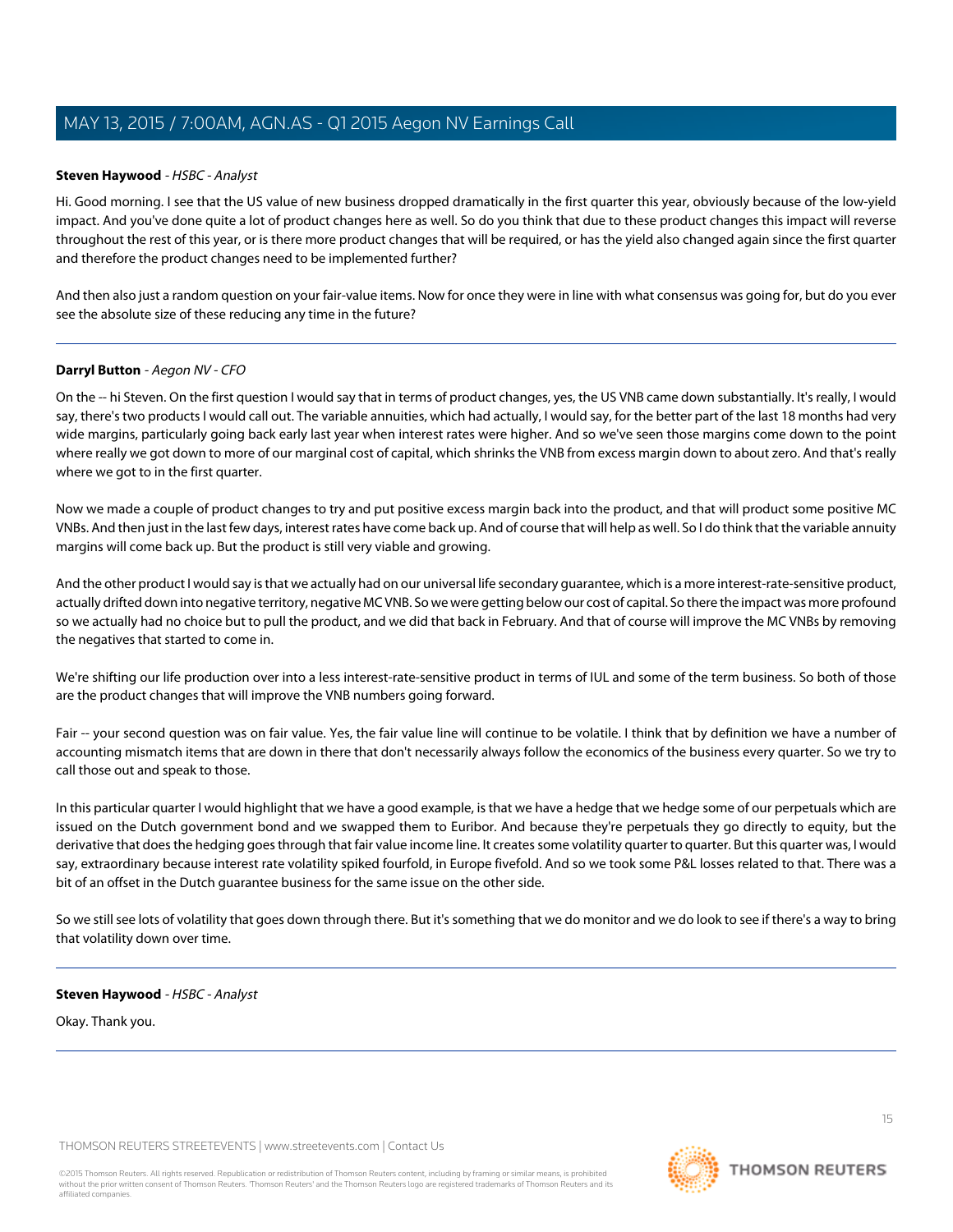**Steven Haywood** - *HSBC - Analyst*

Hi. Good morning. I see that the US value of new business dropped dramatically in the first quarter this year, obviously because of the low-yield impact. And you've done quite a lot of product changes here as well. So do you think that due to these product changes this impact will reverse throughout the rest of this year, or is there more product changes that will be required, or has the yield also changed again since the first quarter and therefore the product changes need to be implemented further?

And then also just a random question on your fair-value items. Now for once they were in line with what consensus was going for, but do you ever see the absolute size of these reducing any time in the future?

---

**Darryl Button** - *Aegon NV - CFO*

On the -- hi Steven. On the first question I would say that in terms of product changes, yes, the US VNB came down substantially. It's really, I would say, there's two products I would call out. The variable annuities, which had actually, I would say, for the better part of the last 18 months had very wide margins, particularly going back early last year when interest rates were higher. And so we've seen those margins come down to the point where really we got down to more of our marginal cost of capital, which shrinks the VNB from excess margin down to about zero. And that's really where we got to in the first quarter.

Now we made a couple of product changes to try and put positive excess margin back into the product, and that will product some positive MC VNBs. And then just in the last few days, interest rates have come back up. And of course that will help as well. So I do think that the variable annuity margins will come back up. But the product is still very viable and growing.

And the other product I would say is that we actually had on our universal life secondary guarantee, which is a more interest-rate-sensitive product, actually drifted down into negative territory, negative MC VNB. So we were getting below our cost of capital. So there the impact was more profound so we actually had no choice but to pull the product, and we did that back in February. And that of course will improve the MC VNBs by removing the negatives that started to come in.

We're shifting our life production over into a less interest-rate-sensitive product in terms of IUL and some of the term business. So both of those are the product changes that will improve the VNB numbers going forward.

Fair -- your second question was on fair value. Yes, the fair value line will continue to be volatile. I think that by definition we have a number of accounting mismatch items that are down in there that don't necessarily always follow the economics of the business every quarter. So we try to call those out and speak to those.

In this particular quarter I would highlight that we have a good example, is that we have a hedge that we hedge some of our perpetuals which are issued on the Dutch government bond and we swapped them to Euribor. And because they're perpetuals they go directly to equity, but the derivative that does the hedging goes through that fair value income line. It creates some volatility quarter to quarter. But this quarter was, I would say, extraordinary because interest rate volatility spiked fourfold, in Europe fivefold. And so we took some P&L losses related to that. There was a bit of an offset in the Dutch guarantee business for the same issue on the other side.

So we still see lots of volatility that goes down through there. But it's something that we do monitor and we do look to see if there's a way to bring that volatility down over time.

---

**Steven Haywood** - *HSBC - Analyst*

Okay. Thank you.

---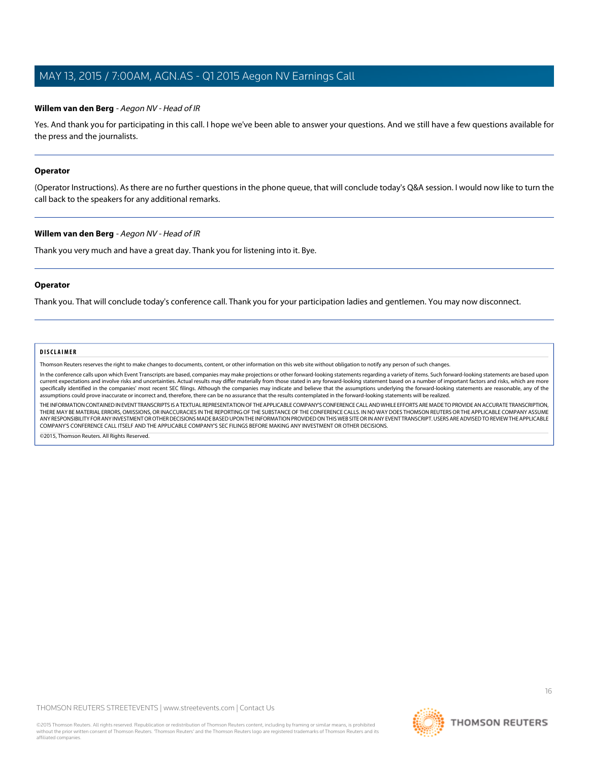**Willem van den Berg** - *Aegon NV - Head of IR*

Yes. And thank you for participating in this call. I hope we've been able to answer your questions. And we still have a few questions available for the press and the journalists.

---

**Operator**

(Operator Instructions). As there are no further questions in the phone queue, that will conclude today's Q&A session. I would now like to turn the call back to the speakers for any additional remarks.

---

**Willem van den Berg** - *Aegon NV - Head of IR*

Thank you very much and have a great day. Thank you for listening into it. Bye.

---

**Operator**

Thank you. That will conclude today's conference call. Thank you for your participation ladies and gentlemen. You may now disconnect.

---

**DISCLAIMER**

Thomson Reuters reserves the right to make changes to documents, content, or other information on this web site without obligation to notify any person of such changes.

In the conference calls upon which Event Transcripts are based, companies may make projections or other forward-looking statements regarding a variety of items. Such forward-looking statements are based upon current expectations and involve risks and uncertainties. Actual results may differ materially from those stated in any forward-looking statement based on a number of important factors and risks, which are more specifically identified in the companies' most recent SEC filings. Although the companies may indicate and believe that the assumptions underlying the forward-looking statements are reasonable, any of the assumptions could prove inaccurate or incorrect and, therefore, there can be no assurance that the results contemplated in the forward-looking statements will be realized.

THE INFORMATION CONTAINED IN EVENT TRANSCRIPTS IS A TEXTUAL REPRESENTATION OF THE APPLICABLE COMPANY'S CONFERENCE CALL AND WHILE EFFORTS ARE MADE TO PROVIDE AN ACCURATE TRANSCRIPTION, THERE MAY BE MATERIAL ERRORS, OMISSIONS, OR INACCURACIES IN THE REPORTING OF THE SUBSTANCE OF THE CONFERENCE CALLS. IN NO WAY DOES THOMSON REUTERS OR THE APPLICABLE COMPANY ASSUME ANY RESPONSIBILITY FOR ANY INVESTMENT OR OTHER DECISIONS MADE BASED UPON THE INFORMATION PROVIDED ON THIS WEB SITE OR IN ANY EVENT TRANSCRIPT. USERS ARE ADVISED TO REVIEW THE APPLICABLE COMPANY'S CONFERENCE CALL ITSELF AND THE APPLICABLE COMPANY'S SEC FILINGS BEFORE MAKING ANY INVESTMENT OR OTHER DECISIONS.

©2015, Thomson Reuters. All Rights Reserved.